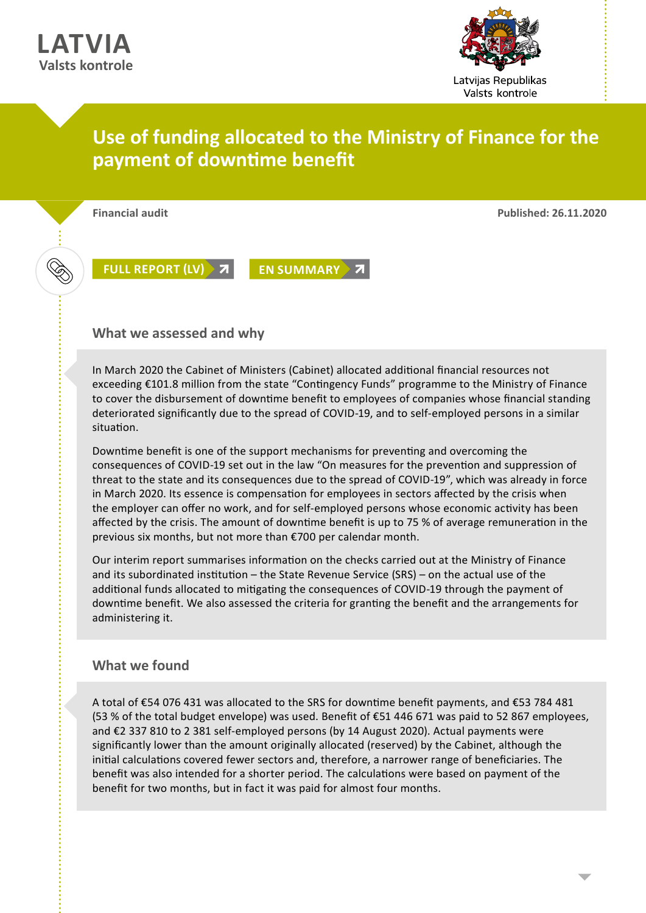LATVIA
Valsts kontrole

Latvijas Republikas
Valsts kontrole

# Use of funding allocated to the Ministry of Finance for the payment of downtime benefit

**Financial audit**

**Published: 26.11.2020**

FULL REPORT (LV)

EN SUMMARY

## What we assessed and why

In March 2020 the Cabinet of Ministers (Cabinet) allocated additional financial resources not exceeding €101.8 million from the state "Contingency Funds" programme to the Ministry of Finance to cover the disbursement of downtime benefit to employees of companies whose financial standing deteriorated significantly due to the spread of COVID-19, and to self-employed persons in a similar situation.

Downtime benefit is one of the support mechanisms for preventing and overcoming the consequences of COVID-19 set out in the law "On measures for the prevention and suppression of threat to the state and its consequences due to the spread of COVID-19", which was already in force in March 2020. Its essence is compensation for employees in sectors affected by the crisis when the employer can offer no work, and for self-employed persons whose economic activity has been affected by the crisis. The amount of downtime benefit is up to 75 % of average remuneration in the previous six months, but not more than €700 per calendar month.

Our interim report summarises information on the checks carried out at the Ministry of Finance and its subordinated institution – the State Revenue Service (SRS) – on the actual use of the additional funds allocated to mitigating the consequences of COVID-19 through the payment of downtime benefit. We also assessed the criteria for granting the benefit and the arrangements for administering it.

## What we found

A total of €54 076 431 was allocated to the SRS for downtime benefit payments, and €53 784 481 (53 % of the total budget envelope) was used. Benefit of €51 446 671 was paid to 52 867 employees, and €2 337 810 to 2 381 self-employed persons (by 14 August 2020). Actual payments were significantly lower than the amount originally allocated (reserved) by the Cabinet, although the initial calculations covered fewer sectors and, therefore, a narrower range of beneficiaries. The benefit was also intended for a shorter period. The calculations were based on payment of the benefit for two months, but in fact it was paid for almost four months.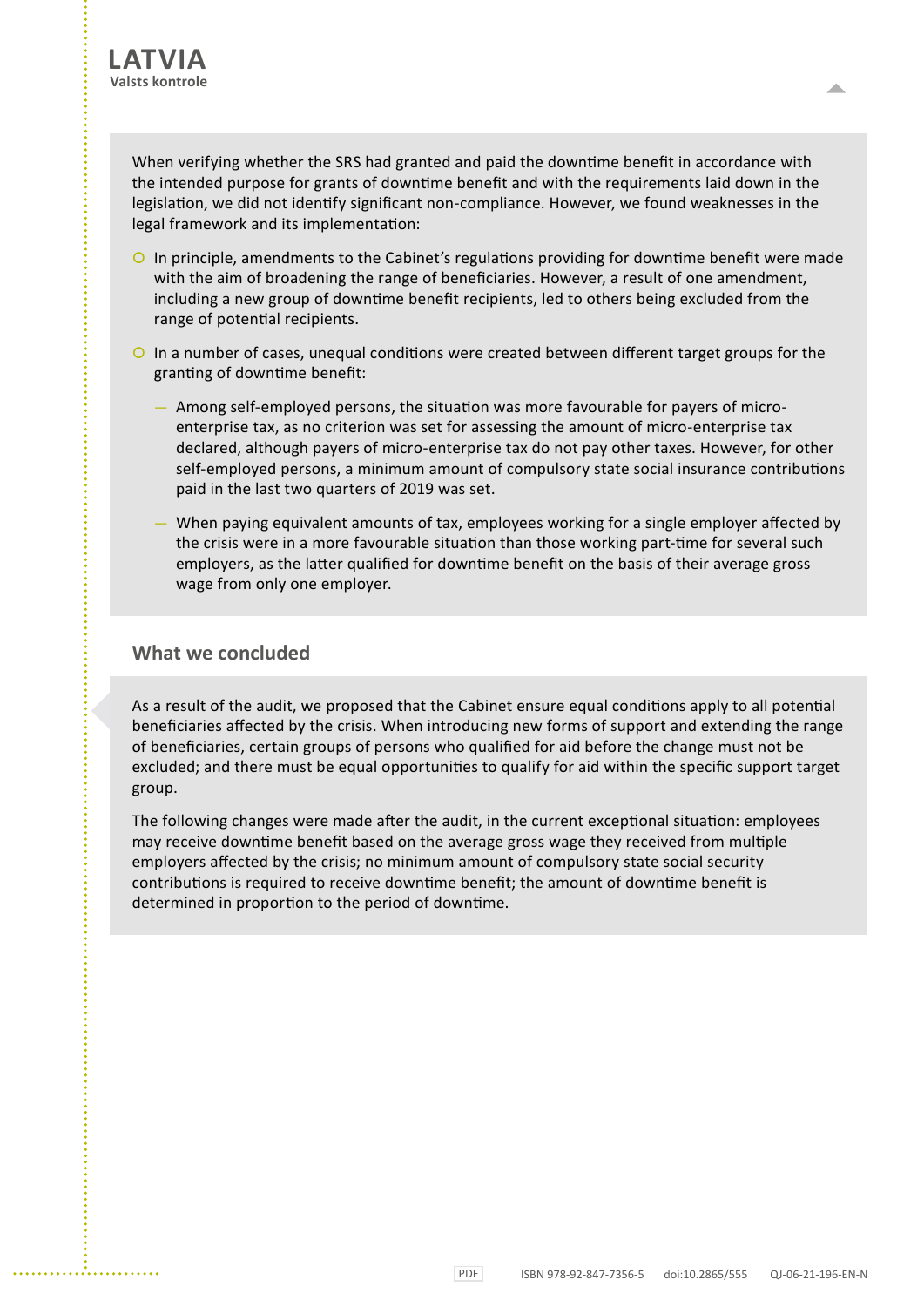# LATVIA

**Valsts kontrole**

When verifying whether the SRS had granted and paid the downtime benefit in accordance with the intended purpose for grants of downtime benefit and with the requirements laid down in the legislation, we did not identify significant non-compliance. However, we found weaknesses in the legal framework and its implementation:

- In principle, amendments to the Cabinet's regulations providing for downtime benefit were made with the aim of broadening the range of beneficiaries. However, a result of one amendment, including a new group of downtime benefit recipients, led to others being excluded from the range of potential recipients.
- In a number of cases, unequal conditions were created between different target groups for the granting of downtime benefit:
  - Among self-employed persons, the situation was more favourable for payers of micro-enterprise tax, as no criterion was set for assessing the amount of micro-enterprise tax declared, although payers of micro-enterprise tax do not pay other taxes. However, for other self-employed persons, a minimum amount of compulsory state social insurance contributions paid in the last two quarters of 2019 was set.
  - When paying equivalent amounts of tax, employees working for a single employer affected by the crisis were in a more favourable situation than those working part-time for several such employers, as the latter qualified for downtime benefit on the basis of their average gross wage from only one employer.

## What we concluded

As a result of the audit, we proposed that the Cabinet ensure equal conditions apply to all potential beneficiaries affected by the crisis. When introducing new forms of support and extending the range of beneficiaries, certain groups of persons who qualified for aid before the change must not be excluded; and there must be equal opportunities to qualify for aid within the specific support target group.

The following changes were made after the audit, in the current exceptional situation: employees may receive downtime benefit based on the average gross wage they received from multiple employers affected by the crisis; no minimum amount of compulsory state social security contributions is required to receive downtime benefit; the amount of downtime benefit is determined in proportion to the period of downtime.